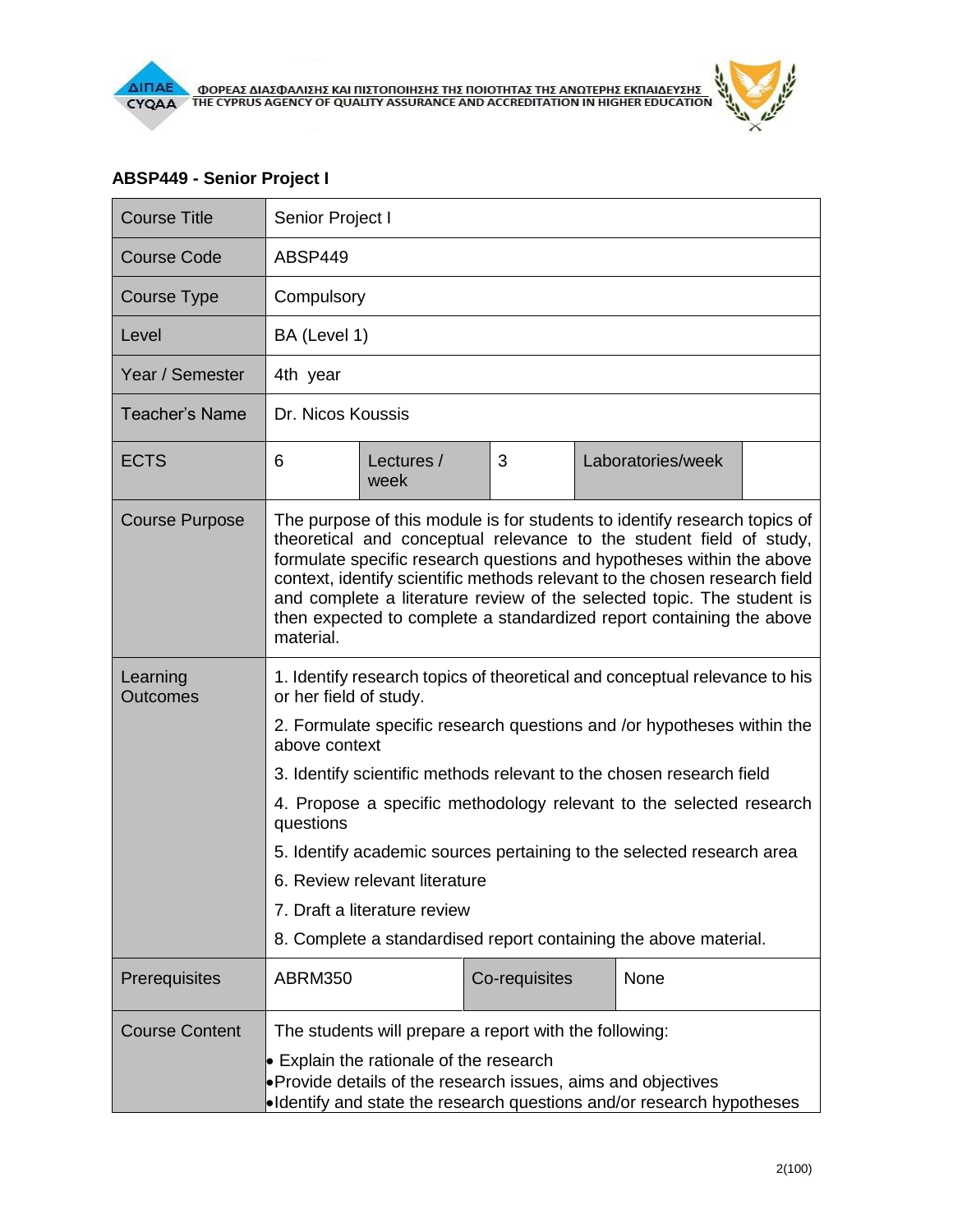## ABSP449 - Senior Project I

| Course Title | Senior Project I | | | | |
|---|---|---|---|---|---|
| Course Code | ABSP449 | | | | |
| Course Type | Compulsory | | | | |
| Level | BA (Level 1) | | | | |
| Year / Semester | 4th year | | | | |
| Teacher's Name | Dr. Nicos Koussis | | | | |
| ECTS | 6 | Lectures / week | 3 | Laboratories/week | |
| Course Purpose | The purpose of this module is for students to identify research topics of theoretical and conceptual relevance to the student field of study, formulate specific research questions and hypotheses within the above context, identify scientific methods relevant to the chosen research field and complete a literature review of the selected topic. The student is then expected to complete a standardized report containing the above material. | | | | |
| Learning Outcomes | 1. Identify research topics of theoretical and conceptual relevance to his or her field of study.<br>2. Formulate specific research questions and /or hypotheses within the above context<br>3. Identify scientific methods relevant to the chosen research field<br>4. Propose a specific methodology relevant to the selected research questions<br>5. Identify academic sources pertaining to the selected research area<br>6. Review relevant literature<br>7. Draft a literature review<br>8. Complete a standardised report containing the above material. | | | | |
| Prerequisites | ABRM350 | Co-requisites | None | | |
| Course Content | The students will prepare a report with the following:<br>• Explain the rationale of the research<br>• Provide details of the research issues, aims and objectives<br>• Identify and state the research questions and/or research hypotheses | | | | |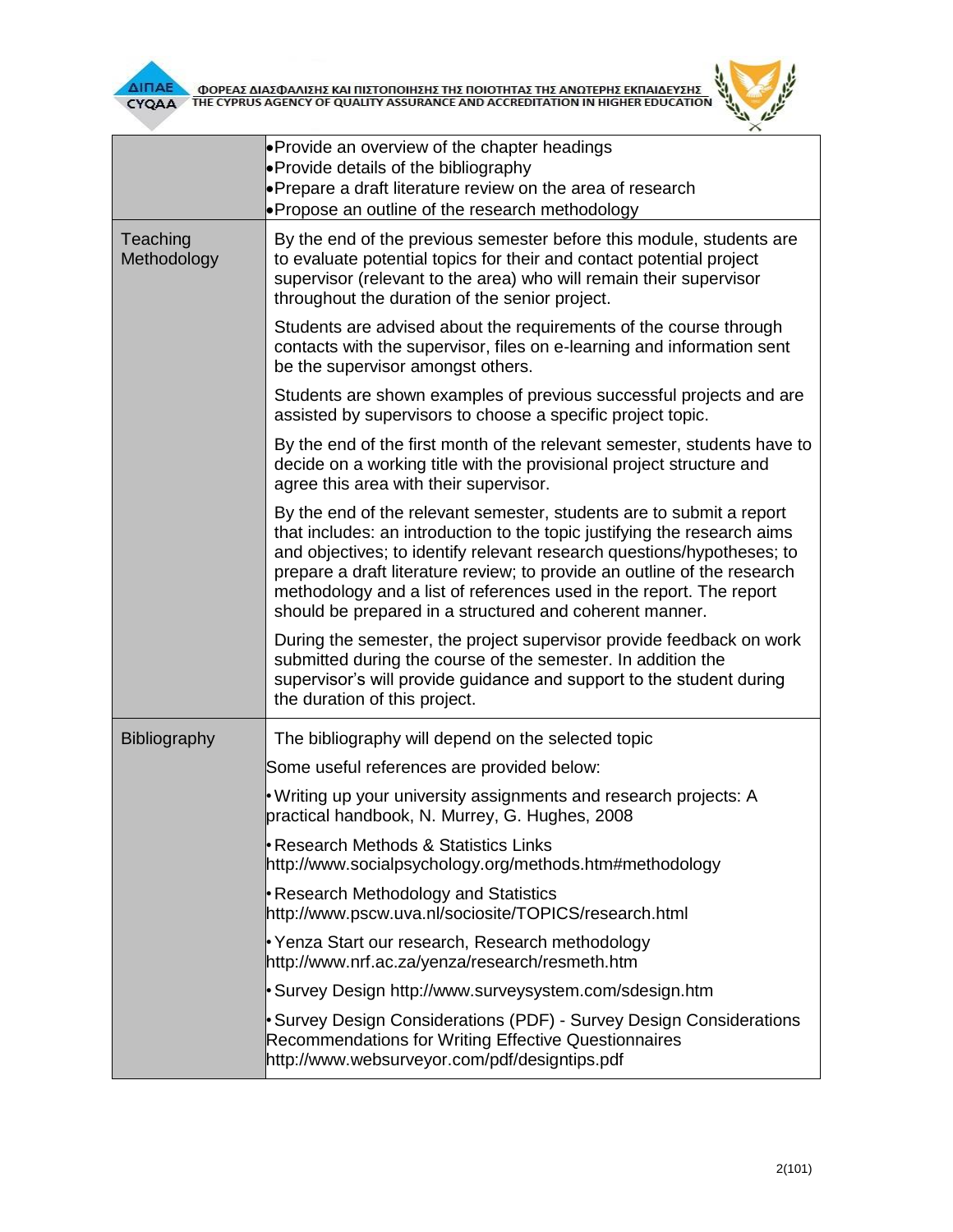| | |
|---|---|
| | •Provide an overview of the chapter headings<br>•Provide details of the bibliography<br>•Prepare a draft literature review on the area of research<br>•Propose an outline of the research methodology |
| Teaching Methodology | By the end of the previous semester before this module, students are to evaluate potential topics for their and contact potential project supervisor (relevant to the area) who will remain their supervisor throughout the duration of the senior project.<br><br>Students are advised about the requirements of the course through contacts with the supervisor, files on e-learning and information sent be the supervisor amongst others.<br><br>Students are shown examples of previous successful projects and are assisted by supervisors to choose a specific project topic.<br><br>By the end of the first month of the relevant semester, students have to decide on a working title with the provisional project structure and agree this area with their supervisor.<br><br>By the end of the relevant semester, students are to submit a report that includes: an introduction to the topic justifying the research aims and objectives; to identify relevant research questions/hypotheses; to prepare a draft literature review; to provide an outline of the research methodology and a list of references used in the report. The report should be prepared in a structured and coherent manner.<br><br>During the semester, the project supervisor provide feedback on work submitted during the course of the semester. In addition the supervisor's will provide guidance and support to the student during the duration of this project. |
| Bibliography | The bibliography will depend on the selected topic<br><br>Some useful references are provided below:<br><br>• Writing up your university assignments and research projects: A practical handbook, N. Murrey, G. Hughes, 2008<br><br>• Research Methods & Statistics Links http://www.socialpsychology.org/methods.htm#methodology<br><br>• Research Methodology and Statistics http://www.pscw.uva.nl/sociosite/TOPICS/research.html<br><br>• Yenza Start our research, Research methodology http://www.nrf.ac.za/yenza/research/resmeth.htm<br><br>• Survey Design http://www.surveysystem.com/sdesign.htm<br><br>• Survey Design Considerations (PDF) - Survey Design Considerations Recommendations for Writing Effective Questionnaires http://www.websurveyor.com/pdf/designtips.pdf |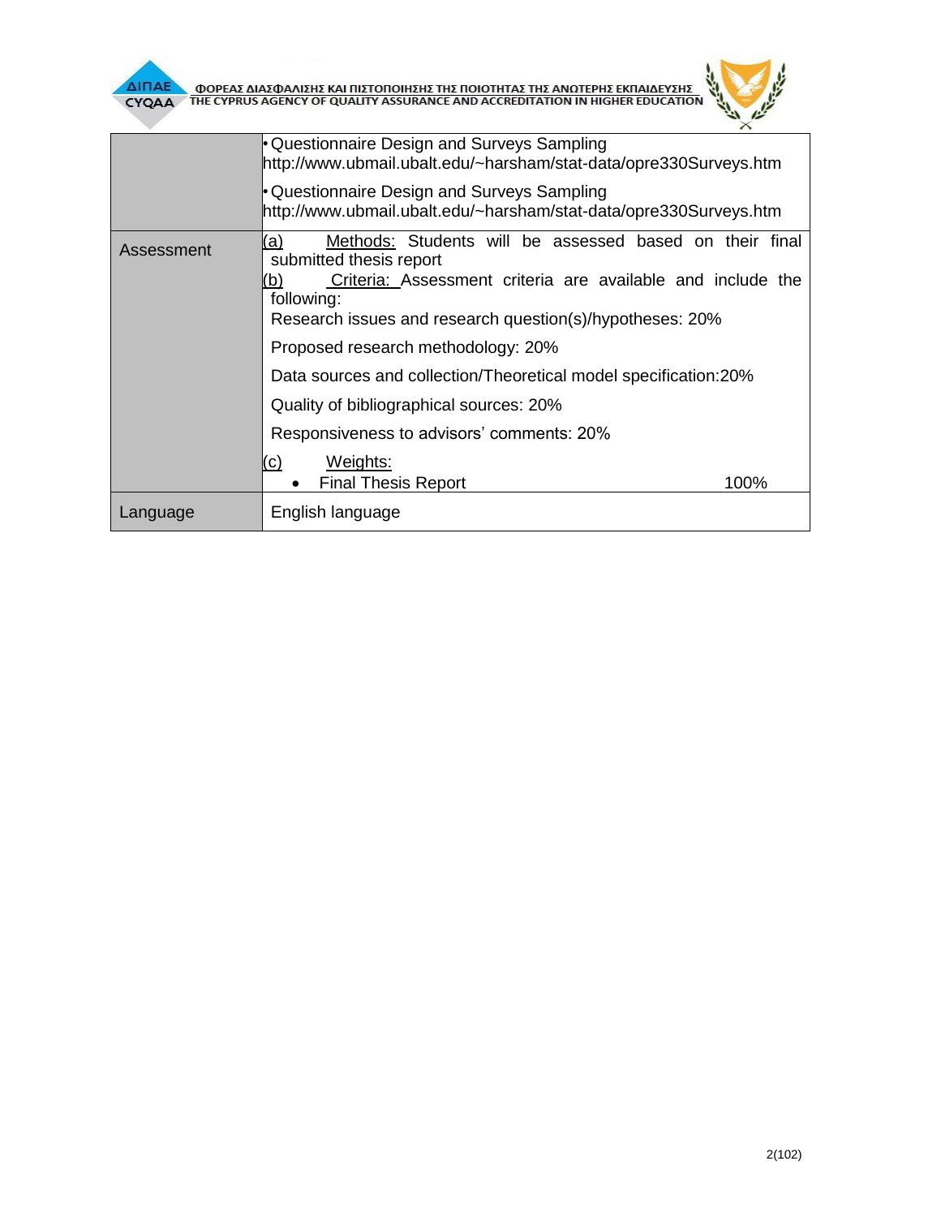| | |
|---|---|
| | • Questionnaire Design and Surveys Sampling http://www.ubmail.ubalt.edu/~harsham/stat-data/opre330Surveys.htm<br>• Questionnaire Design and Surveys Sampling http://www.ubmail.ubalt.edu/~harsham/stat-data/opre330Surveys.htm |
| Assessment | (a) Methods: Students will be assessed based on their final submitted thesis report<br>(b) Criteria: Assessment criteria are available and include the following:<br>Research issues and research question(s)/hypotheses: 20%<br>Proposed research methodology: 20%<br>Data sources and collection/Theoretical model specification:20%<br>Quality of bibliographical sources: 20%<br>Responsiveness to advisors' comments: 20%<br>(c) Weights:<br>• Final Thesis Report 100% |
| Language | English language |